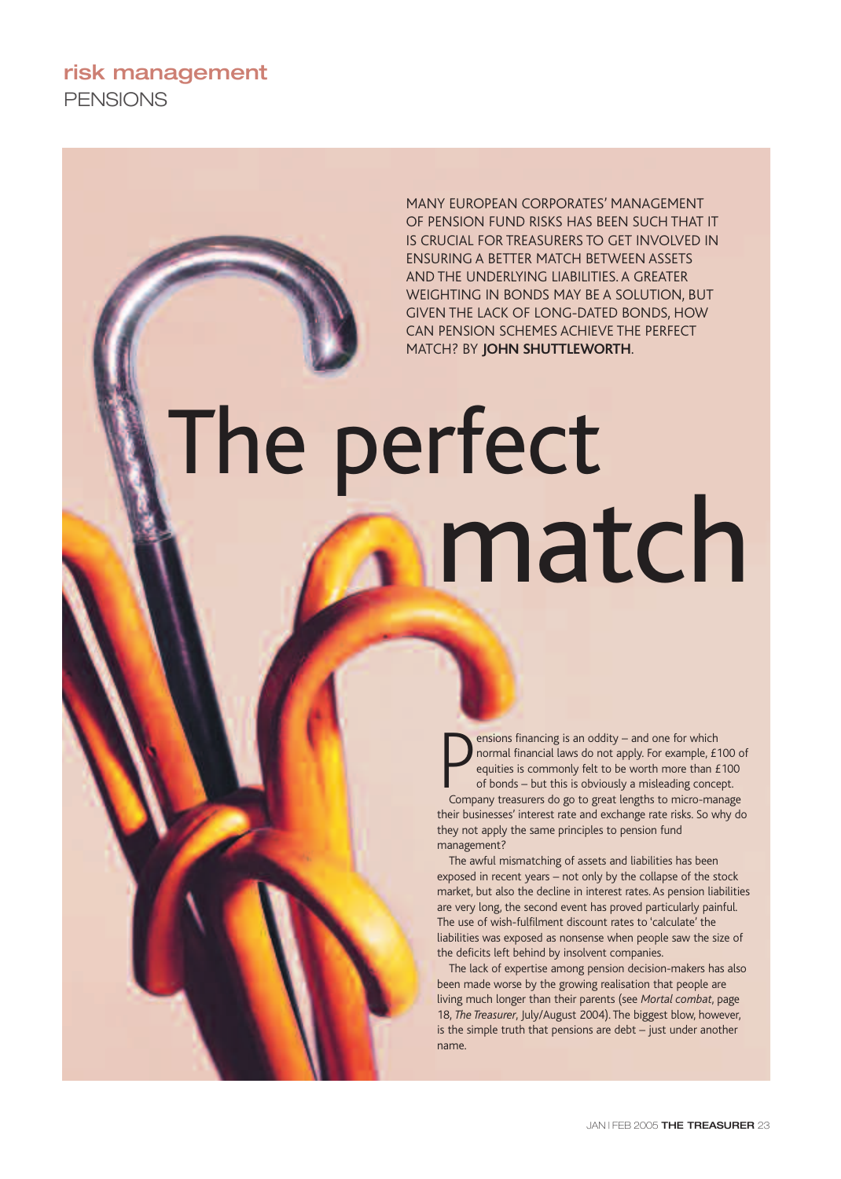# The perfect match

MANY EUROPEAN CORPORATES' MANAGEMENT OF PENSION FUND RISKS HAS BEEN SUCH THAT IT IS CRUCIAL FOR TREASURERS TO GET INVOLVED IN ENSURING A BETTER MATCH BETWEEN ASSETS AND THE UNDERLYING LIABILITIES. A GREATER WEIGHTING IN BONDS MAY BE A SOLUTION, BUT GIVEN THE LACK OF LONG-DATED BONDS, HOW CAN PENSION SCHEMES ACHIEVE THE PERFECT MATCH? BY **JOHN SHUTTLEWORTH**.

Pensions financing is an oddity – and one for which normal financial laws do not apply. For example, £100 of equities is commonly felt to be worth more than £100 of bonds – but this is obviously a misleading concept. Company treasurers do go to great lengths to micro-manage their businesses' interest rate and exchange rate risks. So why do they not apply the same principles to pension fund management?

The awful mismatching of assets and liabilities has been exposed in recent years – not only by the collapse of the stock market, but also the decline in interest rates. As pension liabilities are very long, the second event has proved particularly painful. The use of wish-fulfilment discount rates to 'calculate' the liabilities was exposed as nonsense when people saw the size of the deficits left behind by insolvent companies.

The lack of expertise among pension decision-makers has also been made worse by the growing realisation that people are living much longer than their parents (see *Mortal combat*, page 18, *The Treasurer*, July/August 2004). The biggest blow, however, is the simple truth that pensions are debt – just under another name.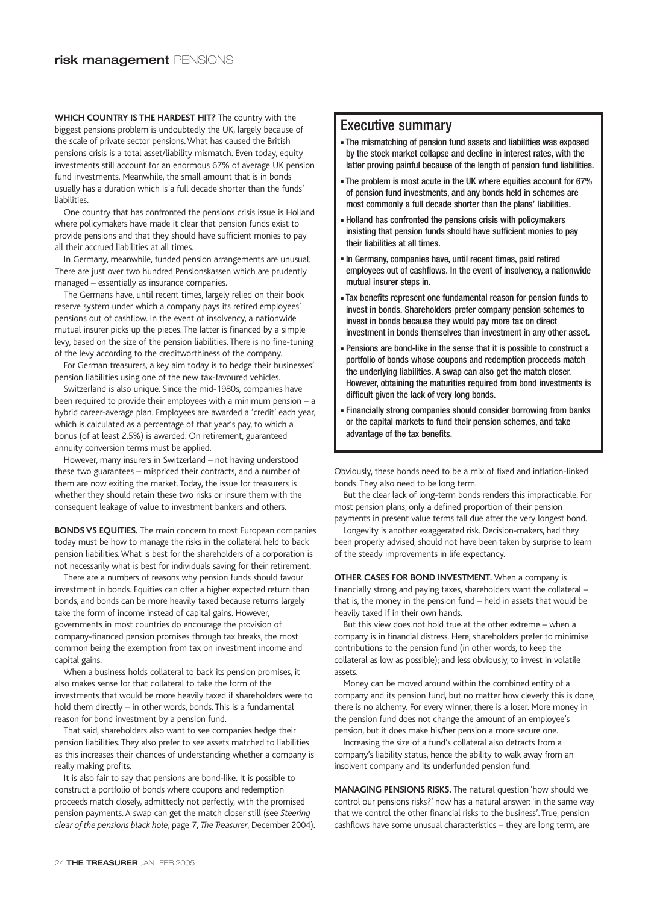**WHICH COUNTRY IS THE HARDEST HIT?** The country with the biggest pensions problem is undoubtedly the UK, largely because of the scale of private sector pensions. What has caused the British pensions crisis is a total asset/liability mismatch. Even today, equity investments still account for an enormous 67% of average UK pension fund investments. Meanwhile, the small amount that is in bonds usually has a duration which is a full decade shorter than the funds' liabilities.

One country that has confronted the pensions crisis issue is Holland where policymakers have made it clear that pension funds exist to provide pensions and that they should have sufficient monies to pay all their accrued liabilities at all times.

In Germany, meanwhile, funded pension arrangements are unusual. There are just over two hundred Pensionskassen which are prudently managed – essentially as insurance companies.

The Germans have, until recent times, largely relied on their book reserve system under which a company pays its retired employees' pensions out of cashflow. In the event of insolvency, a nationwide mutual insurer picks up the pieces. The latter is financed by a simple levy, based on the size of the pension liabilities. There is no fine-tuning of the levy according to the creditworthiness of the company.

For German treasurers, a key aim today is to hedge their businesses' pension liabilities using one of the new tax-favoured vehicles.

Switzerland is also unique. Since the mid-1980s, companies have been required to provide their employees with a minimum pension – a hybrid career-average plan. Employees are awarded a 'credit' each year, which is calculated as a percentage of that year's pay, to which a bonus (of at least 2.5%) is awarded. On retirement, guaranteed annuity conversion terms must be applied.

However, many insurers in Switzerland – not having understood these two guarantees – mispriced their contracts, and a number of them are now exiting the market. Today, the issue for treasurers is whether they should retain these two risks or insure them with the consequent leakage of value to investment bankers and others.

**BONDS VS EQUITIES.** The main concern to most European companies today must be how to manage the risks in the collateral held to back pension liabilities. What is best for the shareholders of a corporation is not necessarily what is best for individuals saving for their retirement.

There are a numbers of reasons why pension funds should favour investment in bonds. Equities can offer a higher expected return than bonds, and bonds can be more heavily taxed because returns largely take the form of income instead of capital gains. However, governments in most countries do encourage the provision of company-financed pension promises through tax breaks, the most common being the exemption from tax on investment income and capital gains.

When a business holds collateral to back its pension promises, it also makes sense for that collateral to take the form of the investments that would be more heavily taxed if shareholders were to hold them directly – in other words, bonds. This is a fundamental reason for bond investment by a pension fund.

That said, shareholders also want to see companies hedge their pension liabilities. They also prefer to see assets matched to liabilities as this increases their chances of understanding whether a company is really making profits.

It is also fair to say that pensions are bond-like. It is possible to construct a portfolio of bonds where coupons and redemption proceeds match closely, admittedly not perfectly, with the promised pension payments. A swap can get the match closer still (see *Steering clear of the pensions black hole*, page 7, *The Treasurer*, December 2004). Obviously, these bonds need to be a mix of fixed and inflation-linked bonds. They also need to be long term.

But the clear lack of long-term bonds renders this impracticable. For most pension plans, only a defined proportion of their pension payments in present value terms fall due after the very longest bond.

Longevity is another exaggerated risk. Decision-makers, had they been properly advised, should not have been taken by surprise to learn of the steady improvements in life expectancy.

**OTHER CASES FOR BOND INVESTMENT.** When a company is financially strong and paying taxes, shareholders want the collateral – that is, the money in the pension fund – held in assets that would be heavily taxed if in their own hands.

But this view does not hold true at the other extreme – when a company is in financial distress. Here, shareholders prefer to minimise contributions to the pension fund (in other words, to keep the collateral as low as possible); and less obviously, to invest in volatile assets.

Money can be moved around within the combined entity of a company and its pension fund, but no matter how cleverly this is done, there is no alchemy. For every winner, there is a loser. More money in the pension fund does not change the amount of an employee's pension, but it does make his/her pension a more secure one.

Increasing the size of a fund's collateral also detracts from a company's liability status, hence the ability to walk away from an insolvent company and its underfunded pension fund.

**MANAGING PENSIONS RISKS.** The natural question 'how should we control our pensions risks?' now has a natural answer: 'in the same way that we control the other financial risks to the business'. True, pension cashflows have some unusual characteristics – they are long term, are

## Executive summary

- The mismatching of pension fund assets and liabilities was exposed by the stock market collapse and decline in interest rates, with the latter proving painful because of the length of pension fund liabilities.
- The problem is most acute in the UK where equities account for 67% of pension fund investments, and any bonds held in schemes are most commonly a full decade shorter than the plans' liabilities.
- Holland has confronted the pensions crisis with policymakers insisting that pension funds should have sufficient monies to pay their liabilities at all times.
- In Germany, companies have, until recent times, paid retired employees out of cashflows. In the event of insolvency, a nationwide mutual insurer steps in.
- Tax benefits represent one fundamental reason for pension funds to invest in bonds. Shareholders prefer company pension schemes to invest in bonds because they would pay more tax on direct investment in bonds themselves than investment in any other asset.
- Pensions are bond-like in the sense that it is possible to construct a portfolio of bonds whose coupons and redemption proceeds match the underlying liabilities. A swap can also get the match closer. However, obtaining the maturities required from bond investments is difficult given the lack of very long bonds.
- Financially strong companies should consider borrowing from banks or the capital markets to fund their pension schemes, and take advantage of the tax benefits.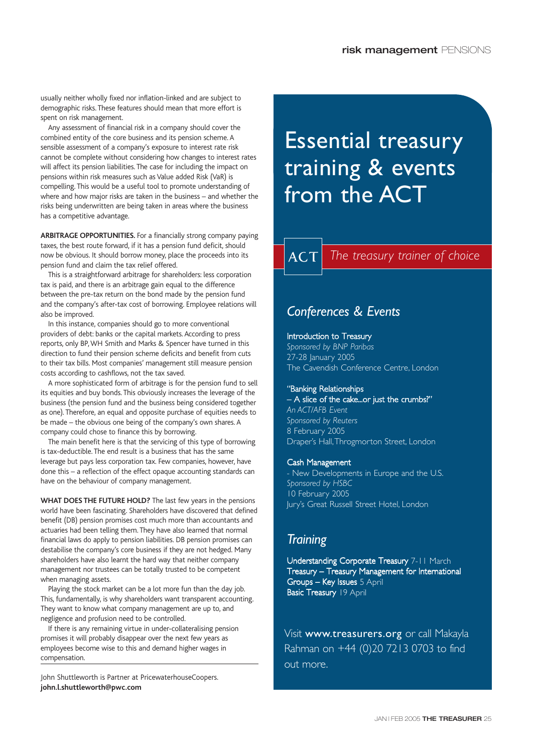usually neither wholly fixed nor inflation-linked and are subject to demographic risks. These features should mean that more effort is spent on risk management.

Any assessment of financial risk in a company should cover the combined entity of the core business and its pension scheme. A sensible assessment of a company's exposure to interest rate risk cannot be complete without considering how changes to interest rates will affect its pension liabilities. The case for including the impact on pensions within risk measures such as Value added Risk (VaR) is compelling. This would be a useful tool to promote understanding of where and how major risks are taken in the business – and whether the risks being underwritten are being taken in areas where the business has a competitive advantage.

**ARBITRAGE OPPORTUNITIES.** For a financially strong company paying taxes, the best route forward, if it has a pension fund deficit, should now be obvious. It should borrow money, place the proceeds into its pension fund and claim the tax relief offered.

This is a straightforward arbitrage for shareholders: less corporation tax is paid, and there is an arbitrage gain equal to the difference between the pre-tax return on the bond made by the pension fund and the company's after-tax cost of borrowing. Employee relations will also be improved.

In this instance, companies should go to more conventional providers of debt: banks or the capital markets. According to press reports, only BP, WH Smith and Marks & Spencer have turned in this direction to fund their pension scheme deficits and benefit from cuts to their tax bills. Most companies' management still measure pension costs according to cashflows, not the tax saved.

A more sophisticated form of arbitrage is for the pension fund to sell its equities and buy bonds. This obviously increases the leverage of the business (the pension fund and the business being considered together as one). Therefore, an equal and opposite purchase of equities needs to be made – the obvious one being of the company's own shares. A company could chose to finance this by borrowing.

The main benefit here is that the servicing of this type of borrowing is tax-deductible. The end result is a business that has the same leverage but pays less corporation tax. Few companies, however, have done this – a reflection of the effect opaque accounting standards can have on the behaviour of company management.

**WHAT DOES THE FUTURE HOLD?** The last few years in the pensions world have been fascinating. Shareholders have discovered that defined benefit (DB) pension promises cost much more than accountants and actuaries had been telling them. They have also learned that normal financial laws do apply to pension liabilities. DB pension promises can destabilise the company's core business if they are not hedged. Many shareholders have also learnt the hard way that neither company management nor trustees can be totally trusted to be competent when managing assets.

Playing the stock market can be a lot more fun than the day job. This, fundamentally, is why shareholders want transparent accounting. They want to know what company management are up to, and negligence and profusion need to be controlled.

If there is any remaining virtue in under-collateralising pension promises it will probably disappear over the next few years as employees become wise to this and demand higher wages in compensation.

John Shuttleworth is Partner at PricewaterhouseCoopers.
**john.l.shuttleworth@pwc.com**

# Essential treasury training & events from the ACT

ACT *The treasury trainer of choice*

## *Conferences & Events*

**Introduction to Treasury**
*Sponsored by BNP Paribas*
27-28 January 2005
The Cavendish Conference Centre, London

**"Banking Relationships – A slice of the cake...or just the crumbs?"**
*An ACT/AFB Event*
*Sponsored by Reuters*
8 February 2005
Draper's Hall, Throgmorton Street, London

**Cash Management**
- New Developments in Europe and the U.S.
*Sponsored by HSBC*
10 February 2005
Jury's Great Russell Street Hotel, London

## *Training*

**Understanding Corporate Treasury** 7-11 March
**Treasury – Treasury Management for International Groups – Key Issues** 5 April
**Basic Treasury** 19 April

Visit **www.treasurers.org** or call Makayla Rahman on +44 (0)20 7213 0703 to find out more.